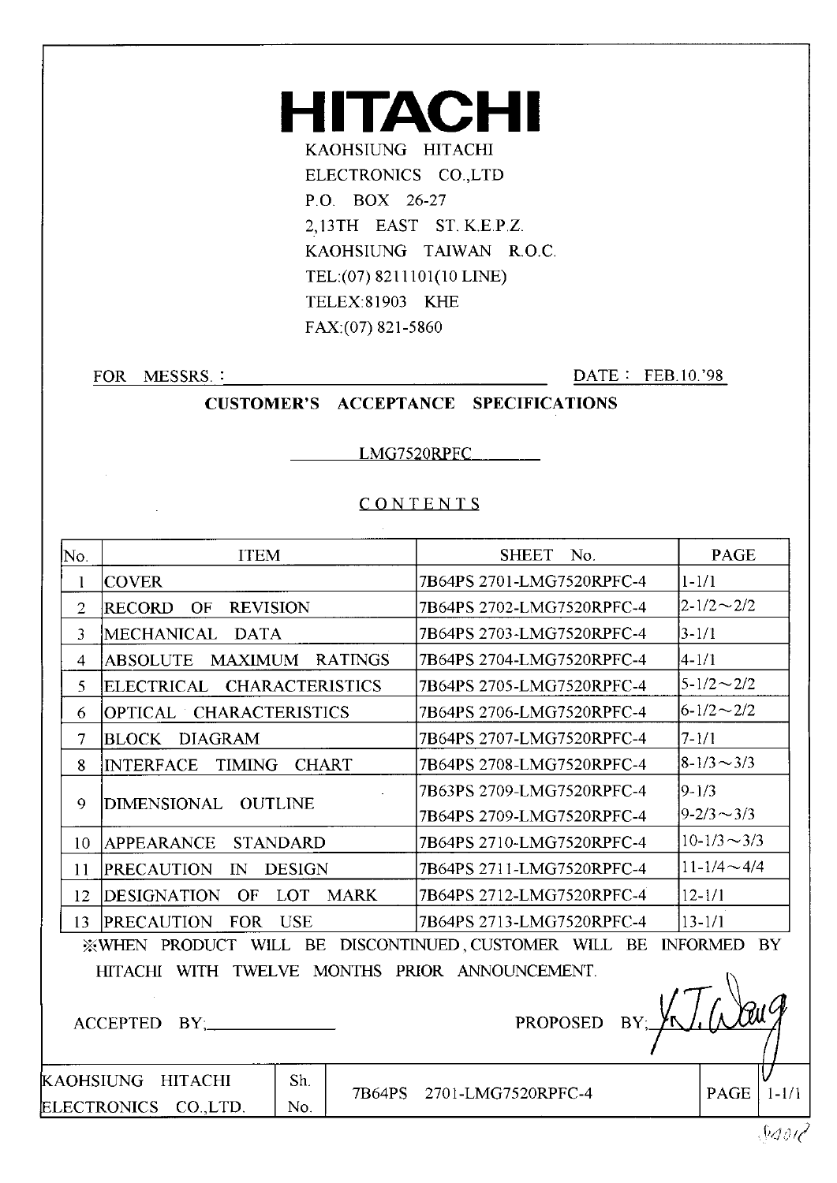# HITACHI

KAOHSIUNG HITACHI
ELECTRONICS CO.,LTD
P.O. BOX 26-27
2,13TH EAST ST. K.E.P.Z.
KAOHSIUNG TAIWAN R.O.C.
TEL:(07) 8211101(10 LINE)
TELEX:81903 KHE
FAX:(07) 821-5860

FOR MESSRS. : ______________________ DATE : FEB.10.'98

## CUSTOMER'S ACCEPTANCE SPECIFICATIONS

LMG7520RPFC

### CONTENTS

| No. | ITEM | SHEET No. | PAGE |
|---|---|---|---|
| 1 | COVER | 7B64PS 2701-LMG7520RPFC-4 | 1-1/1 |
| 2 | RECORD OF REVISION | 7B64PS 2702-LMG7520RPFC-4 | 2-1/2～2/2 |
| 3 | MECHANICAL DATA | 7B64PS 2703-LMG7520RPFC-4 | 3-1/1 |
| 4 | ABSOLUTE MAXIMUM RATINGS | 7B64PS 2704-LMG7520RPFC-4 | 4-1/1 |
| 5 | ELECTRICAL CHARACTERISTICS | 7B64PS 2705-LMG7520RPFC-4 | 5-1/2～2/2 |
| 6 | OPTICAL CHARACTERISTICS | 7B64PS 2706-LMG7520RPFC-4 | 6-1/2～2/2 |
| 7 | BLOCK DIAGRAM | 7B64PS 2707-LMG7520RPFC-4 | 7-1/1 |
| 8 | INTERFACE TIMING CHART | 7B64PS 2708-LMG7520RPFC-4 | 8-1/3～3/3 |
| 9 | DIMENSIONAL OUTLINE | 7B63PS 2709-LMG7520RPFC-4<br>7B64PS 2709-LMG7520RPFC-4 | 9-1/3<br>9-2/3～3/3 |
| 10 | APPEARANCE STANDARD | 7B64PS 2710-LMG7520RPFC-4 | 10-1/3～3/3 |
| 11 | PRECAUTION IN DESIGN | 7B64PS 2711-LMG7520RPFC-4 | 11-1/4～4/4 |
| 12 | DESIGNATION OF LOT MARK | 7B64PS 2712-LMG7520RPFC-4 | 12-1/1 |
| 13 | PRECAUTION FOR USE | 7B64PS 2713-LMG7520RPFC-4 | 13-1/1 |

※WHEN PRODUCT WILL BE DISCONTINUED, CUSTOMER WILL BE INFORMED BY HITACHI WITH TWELVE MONTHS PRIOR ANNOUNCEMENT.

ACCEPTED BY; ______________ PROPOSED BY; Y.J. Wang

| KAOHSIUNG HITACHI ELECTRONICS CO.,LTD. | Sh. No. | 7B64PS 2701-LMG7520RPFC-4 | PAGE | 1-1/1 |
|---|---|---|---|---|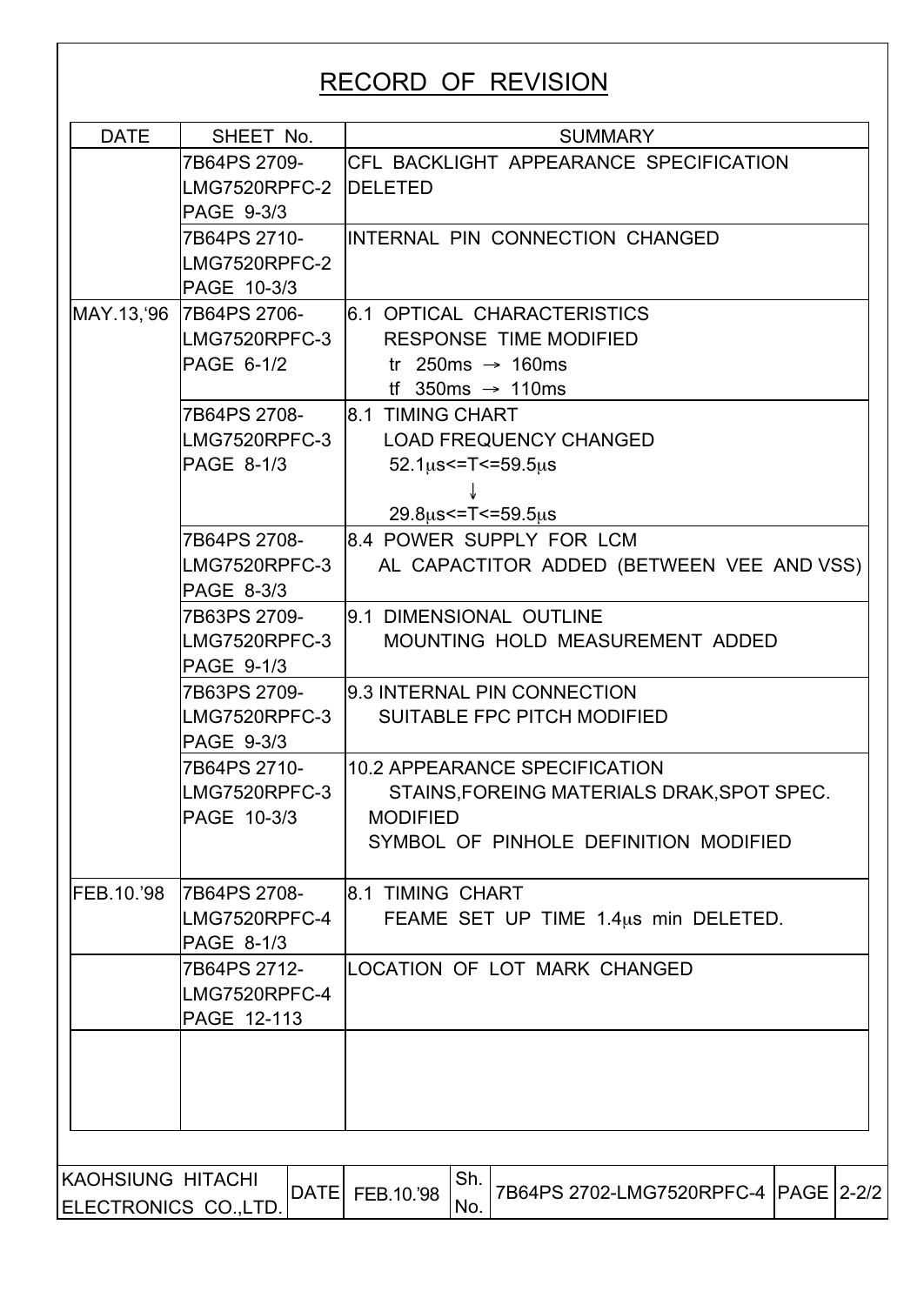# RECORD OF REVISION

| DATE | SHEET No. | SUMMARY |
|---|---|---|
| | 7B64PS 2709-LMG7520RPFC-2 PAGE 9-3/3 | CFL BACKLIGHT APPEARANCE SPECIFICATION DELETED |
| | 7B64PS 2710-LMG7520RPFC-2 PAGE 10-3/3 | INTERNAL PIN CONNECTION CHANGED |
| MAY.13,'96 | 7B64PS 2706-LMG7520RPFC-3 PAGE 6-1/2 | 6.1 OPTICAL CHARACTERISTICS<br>RESPONSE TIME MODIFIED<br>tr 250ms → 160ms<br>tf 350ms → 110ms |
| | 7B64PS 2708-LMG7520RPFC-3 PAGE 8-1/3 | 8.1 TIMING CHART<br>LOAD FREQUENCY CHANGED<br>52.1μs<=T<=59.5μs<br>↓<br>29.8μs<=T<=59.5μs |
| | 7B64PS 2708-LMG7520RPFC-3 PAGE 8-3/3 | 8.4 POWER SUPPLY FOR LCM<br>AL CAPACTITOR ADDED (BETWEEN VEE AND VSS) |
| | 7B63PS 2709-LMG7520RPFC-3 PAGE 9-1/3 | 9.1 DIMENSIONAL OUTLINE<br>MOUNTING HOLD MEASUREMENT ADDED |
| | 7B63PS 2709-LMG7520RPFC-3 PAGE 9-3/3 | 9.3 INTERNAL PIN CONNECTION<br>SUITABLE FPC PITCH MODIFIED |
| | 7B64PS 2710-LMG7520RPFC-3 PAGE 10-3/3 | 10.2 APPEARANCE SPECIFICATION<br>STAINS,FOREING MATERIALS DRAK,SPOT SPEC. MODIFIED<br>SYMBOL OF PINHOLE DEFINITION MODIFIED |
| FEB.10.'98 | 7B64PS 2708-LMG7520RPFC-4 PAGE 8-1/3 | 8.1 TIMING CHART<br>FEAME SET UP TIME 1.4μs min DELETED. |
| | 7B64PS 2712-LMG7520RPFC-4 PAGE 12-113 | LOCATION OF LOT MARK CHANGED |
| | | |

| KAOHSIUNG HITACHI ELECTRONICS CO.,LTD. | DATE | FEB.10.'98 | Sh. No. | 7B64PS 2702-LMG7520RPFC-4 | PAGE | 2-2/2 |
|---|---|---|---|---|---|---|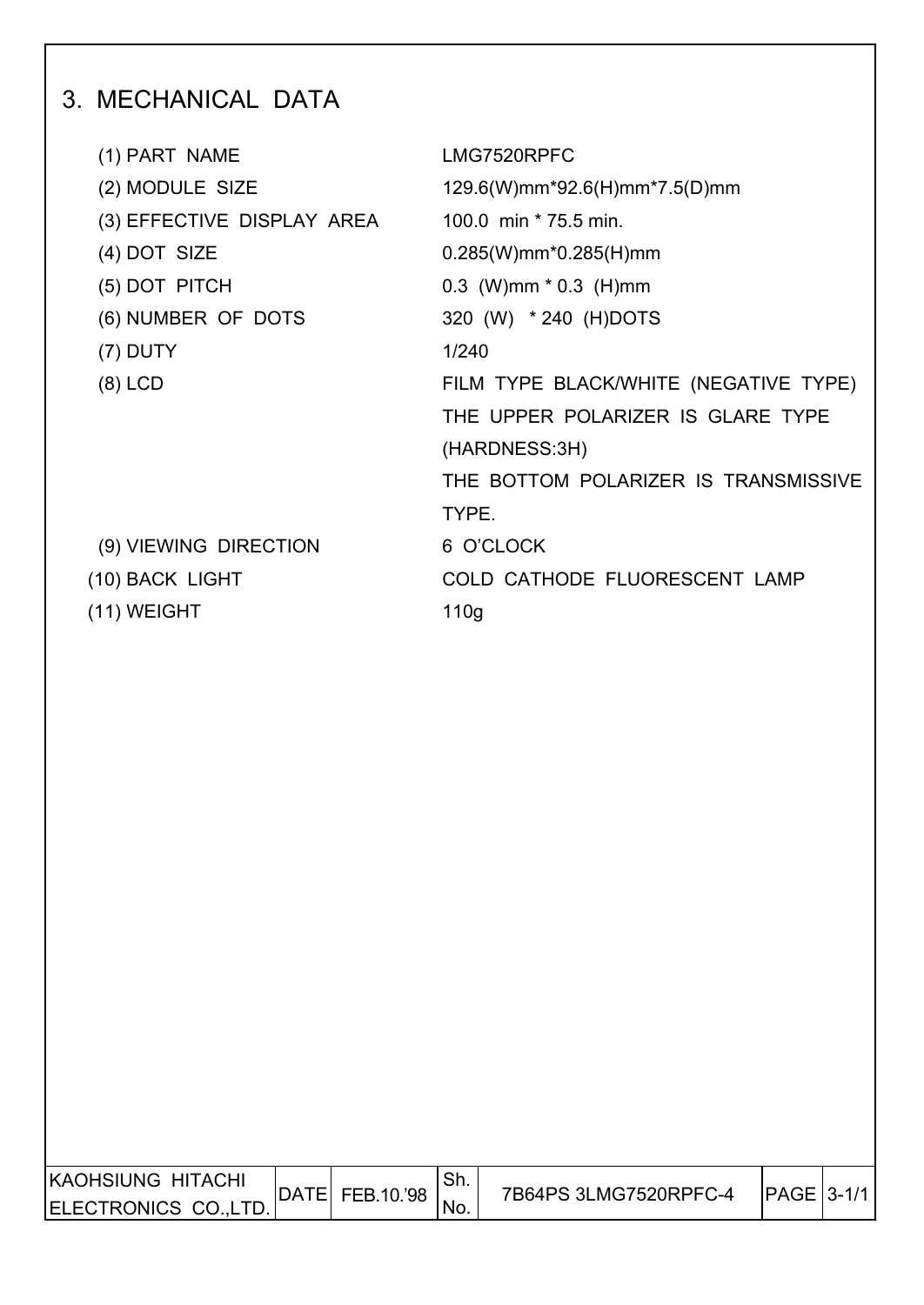# 3. MECHANICAL DATA

| | |
|---|---|
| (1) PART NAME | LMG7520RPFC |
| (2) MODULE SIZE | 129.6(W)mm*92.6(H)mm*7.5(D)mm |
| (3) EFFECTIVE DISPLAY AREA | 100.0 min * 75.5 min. |
| (4) DOT SIZE | 0.285(W)mm*0.285(H)mm |
| (5) DOT PITCH | 0.3 (W)mm * 0.3 (H)mm |
| (6) NUMBER OF DOTS | 320 (W) * 240 (H)DOTS |
| (7) DUTY | 1/240 |
| (8) LCD | FILM TYPE BLACK/WHITE (NEGATIVE TYPE) THE UPPER POLARIZER IS GLARE TYPE (HARDNESS:3H) THE BOTTOM POLARIZER IS TRANSMISSIVE TYPE. |
| (9) VIEWING DIRECTION | 6 O'CLOCK |
| (10) BACK LIGHT | COLD CATHODE FLUORESCENT LAMP |
| (11) WEIGHT | 110g |

| KAOHSIUNG HITACHI ELECTRONICS CO.,LTD. | DATE | FEB.10.'98 | Sh. No. | 7B64PS 3LMG7520RPFC-4 | PAGE | 3-1/1 |
|---|---|---|---|---|---|---|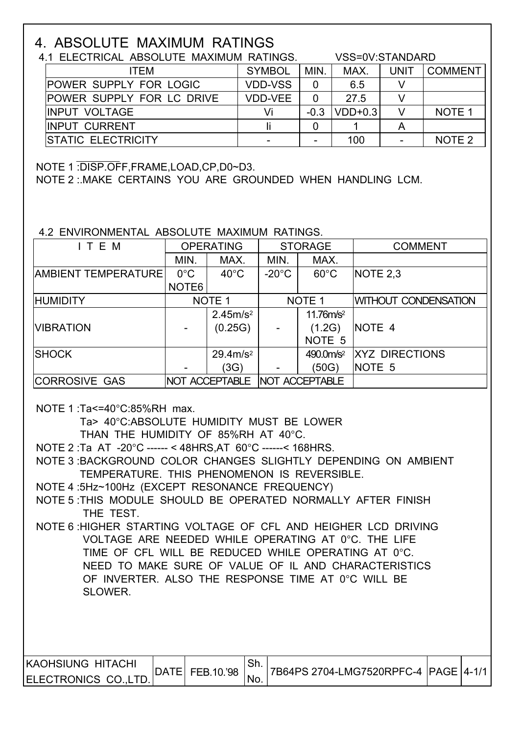# 4. ABSOLUTE MAXIMUM RATINGS

## 4.1 ELECTRICAL ABSOLUTE MAXIMUM RATINGS.

VSS=0V:STANDARD

| ITEM | SYMBOL | MIN. | MAX. | UNIT | COMMENT |
|---|---|---|---|---|---|
| POWER SUPPLY FOR LOGIC | VDD-VSS | 0 | 6.5 | V | |
| POWER SUPPLY FOR LC DRIVE | VDD-VEE | 0 | 27.5 | V | |
| INPUT VOLTAGE | Vi | -0.3 | VDD+0.3 | V | NOTE 1 |
| INPUT CURRENT | Ii | 0 | 1 | A | |
| STATIC ELECTRICITY | - | - | 100 | - | NOTE 2 |

NOTE 1 :$\overline{\text{DISP.OFF}}$,FRAME,LOAD,CP,D0~D3.

NOTE 2 :.MAKE CERTAINS YOU ARE GROUNDED WHEN HANDLING LCM.

## 4.2 ENVIRONMENTAL ABSOLUTE MAXIMUM RATINGS.

| ITEM | OPERATING | | STORAGE | | COMMENT |
|---|---|---|---|---|---|
| | MIN. | MAX. | MIN. | MAX. | |
| AMBIENT TEMPERATURE | 0°C NOTE6 | 40°C | -20°C | 60°C | NOTE 2,3 |
| HUMIDITY | NOTE 1 | | NOTE 1 | | WITHOUT CONDENSATION |
| VIBRATION | - | $2.45m/s^2$ (0.25G) | - | $11.76m/s^2$ (1.2G) NOTE 5 | NOTE 4 |
| SHOCK | - | $29.4m/s^2$ (3G) | - | $490.0m/s^2$ (50G) | XYZ DIRECTIONS NOTE 5 |
| CORROSIVE GAS | NOT ACCEPTABLE | | NOT ACCEPTABLE | | |

NOTE 1 :Ta<=40°C:85%RH max.
Ta> 40°C:ABSOLUTE HUMIDITY MUST BE LOWER THAN THE HUMIDITY OF 85%RH AT 40°C.

NOTE 2 :Ta AT -20°C ------ < 48HRS,AT 60°C ------< 168HRS.

NOTE 3 :BACKGROUND COLOR CHANGES SLIGHTLY DEPENDING ON AMBIENT TEMPERATURE. THIS PHENOMENON IS REVERSIBLE.

NOTE 4 :5Hz~100Hz (EXCEPT RESONANCE FREQUENCY)

NOTE 5 :THIS MODULE SHOULD BE OPERATED NORMALLY AFTER FINISH THE TEST.

NOTE 6 :HIGHER STARTING VOLTAGE OF CFL AND HEIGHER LCD DRIVING VOLTAGE ARE NEEDED WHILE OPERATING AT 0°C. THE LIFE TIME OF CFL WILL BE REDUCED WHILE OPERATING AT 0°C. NEED TO MAKE SURE OF VALUE OF IL AND CHARACTERISTICS OF INVERTER. ALSO THE RESPONSE TIME AT 0°C WILL BE SLOWER.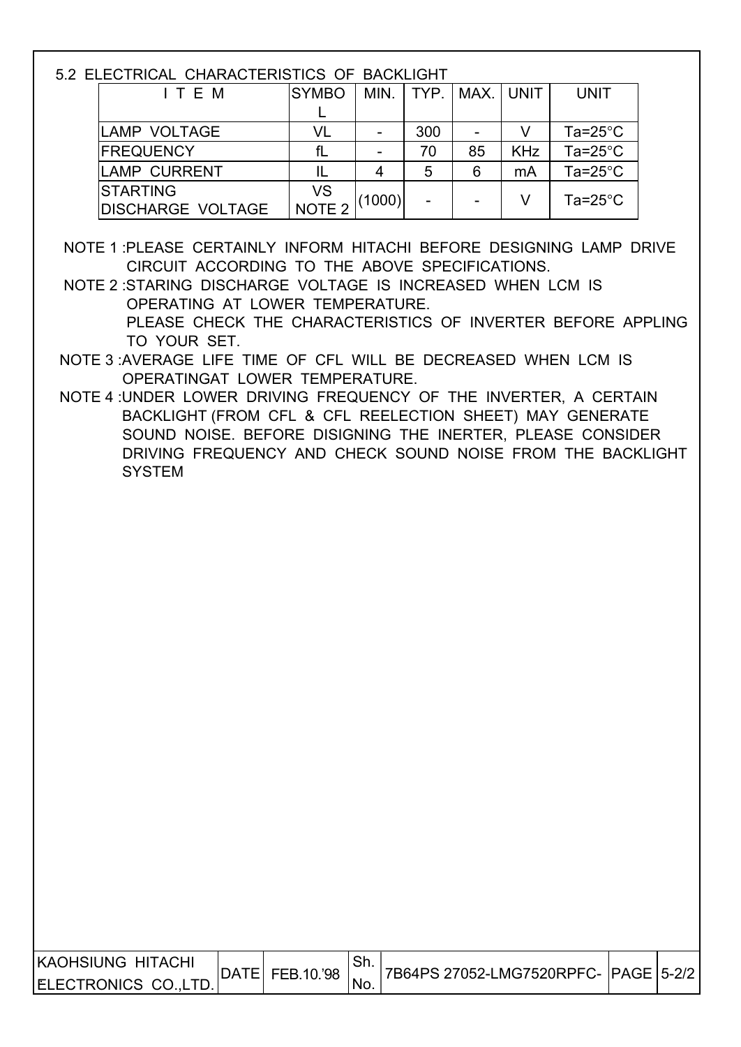## 5.2 ELECTRICAL CHARACTERISTICS OF BACKLIGHT

| I T E M | SYMBOL | MIN. | TYP. | MAX. | UNIT | UNIT |
|---|---|---|---|---|---|---|
| LAMP VOLTAGE | VL | - | 300 | - | V | Ta=25°C |
| FREQUENCY | fL | - | 70 | 85 | KHz | Ta=25°C |
| LAMP CURRENT | IL | 4 | 5 | 6 | mA | Ta=25°C |
| STARTING DISCHARGE VOLTAGE | VS NOTE 2 | (1000) | - | - | V | Ta=25°C |

NOTE 1 :PLEASE CERTAINLY INFORM HITACHI BEFORE DESIGNING LAMP DRIVE CIRCUIT ACCORDING TO THE ABOVE SPECIFICATIONS.

NOTE 2 :STARING DISCHARGE VOLTAGE IS INCREASED WHEN LCM IS OPERATING AT LOWER TEMPERATURE.
PLEASE CHECK THE CHARACTERISTICS OF INVERTER BEFORE APPLING TO YOUR SET.

NOTE 3 :AVERAGE LIFE TIME OF CFL WILL BE DECREASED WHEN LCM IS OPERATINGAT LOWER TEMPERATURE.

NOTE 4 :UNDER LOWER DRIVING FREQUENCY OF THE INVERTER, A CERTAIN BACKLIGHT (FROM CFL & CFL REELECTION SHEET) MAY GENERATE SOUND NOISE. BEFORE DISIGNING THE INERTER, PLEASE CONSIDER DRIVING FREQUENCY AND CHECK SOUND NOISE FROM THE BACKLIGHT SYSTEM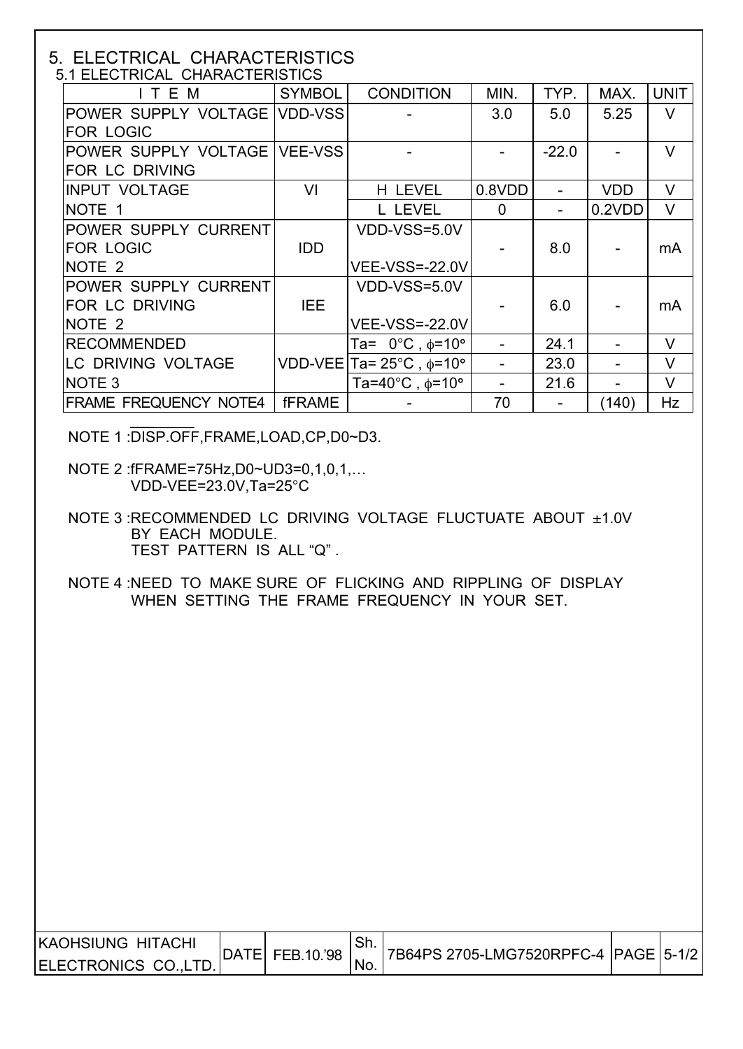# 5. ELECTRICAL CHARACTERISTICS

## 5.1 ELECTRICAL CHARACTERISTICS

| ITEM | SYMBOL | CONDITION | MIN. | TYP. | MAX. | UNIT |
|---|---|---|---|---|---|---|
| POWER SUPPLY VOLTAGE FOR LOGIC | VDD-VSS | - | 3.0 | 5.0 | 5.25 | V |
| POWER SUPPLY VOLTAGE FOR LC DRIVING | VEE-VSS | - | - | -22.0 | - | V |
| INPUT VOLTAGE NOTE 1 | VI | H LEVEL | 0.8VDD | - | VDD | V |
| | | L LEVEL | 0 | - | 0.2VDD | V |
| POWER SUPPLY CURRENT FOR LOGIC NOTE 2 | IDD | VDD-VSS=5.0V VEE-VSS=-22.0V | - | 8.0 | - | mA |
| POWER SUPPLY CURRENT FOR LC DRIVING NOTE 2 | IEE | VDD-VSS=5.0V VEE-VSS=-22.0V | - | 6.0 | - | mA |
| RECOMMENDED LC DRIVING VOLTAGE NOTE 3 | VDD-VEE | Ta= 0°C , φ=10° | - | 24.1 | - | V |
| | | Ta= 25°C , φ=10° | - | 23.0 | - | V |
| | | Ta=40°C , φ=10° | - | 21.6 | - | V |
| FRAME FREQUENCY NOTE4 | fFRAME | - | 70 | - | (140) | Hz |

NOTE 1 :$\overline{\text{DISP.OFF}}$,FRAME,LOAD,CP,D0~D3.

NOTE 2 :fFRAME=75Hz,D0~UD3=0,1,0,1,…
VDD-VEE=23.0V,Ta=25°C

NOTE 3 :RECOMMENDED LC DRIVING VOLTAGE FLUCTUATE ABOUT ±1.0V BY EACH MODULE.
TEST PATTERN IS ALL "Q" .

NOTE 4 :NEED TO MAKE SURE OF FLICKING AND RIPPLING OF DISPLAY WHEN SETTING THE FRAME FREQUENCY IN YOUR SET.

| KAOHSIUNG HITACHI ELECTRONICS CO.,LTD. | DATE | FEB.10.'98 | Sh. No. | 7B64PS 2705-LMG7520RPFC-4 | PAGE | 5-1/2 |
|---|---|---|---|---|---|---|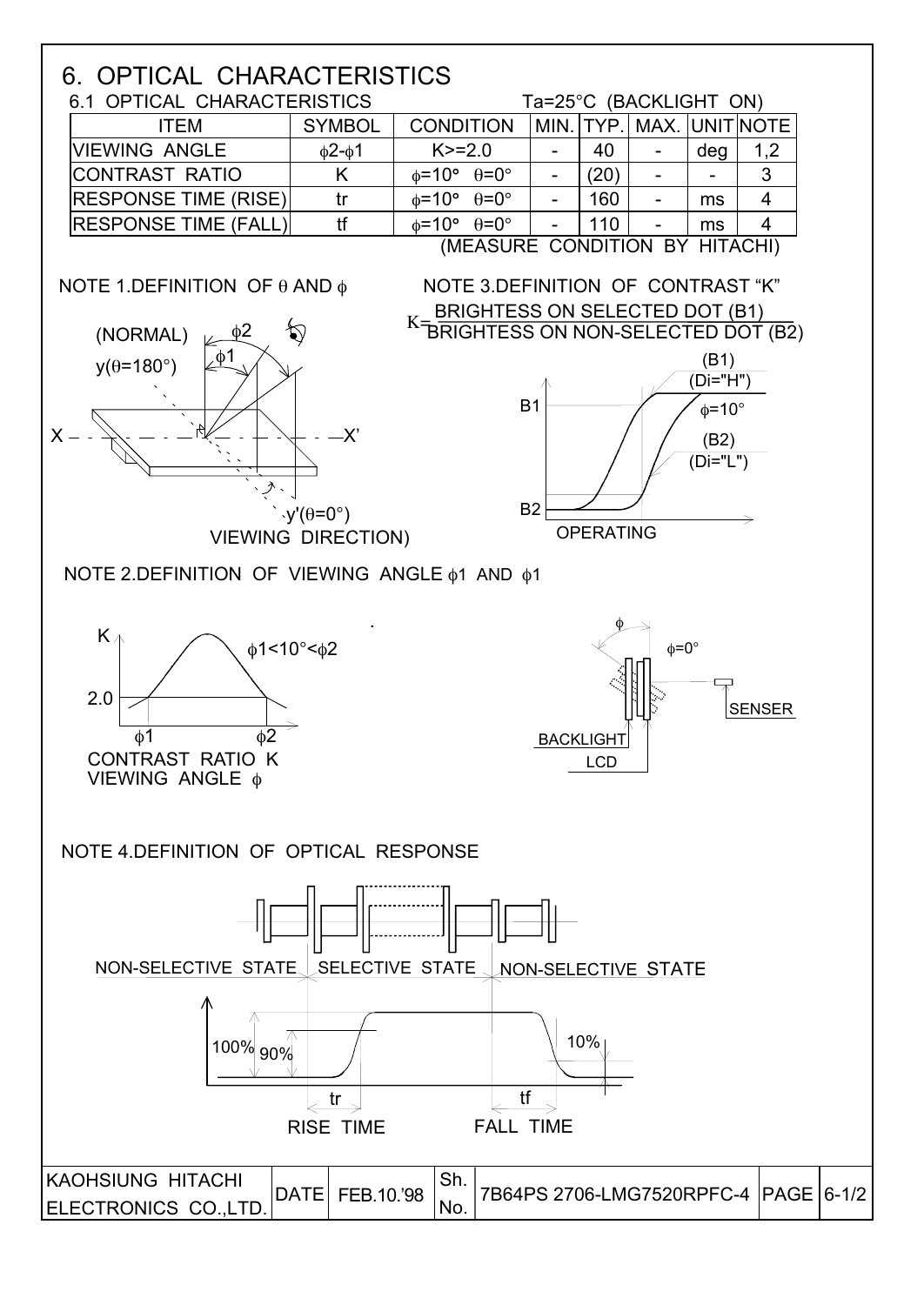# 6. OPTICAL CHARACTERISTICS

## 6.1 OPTICAL CHARACTERISTICS

Ta=25°C (BACKLIGHT ON)

| ITEM | SYMBOL | CONDITION | MIN. | TYP. | MAX. | UNIT | NOTE |
|---|---|---|---|---|---|---|---|
| VIEWING ANGLE | $\phi 2$-$\phi 1$ | K>=2.0 | - | 40 | - | deg | 1,2 |
| CONTRAST RATIO | K | $\phi$=10° $\theta$=0° | - | (20) | - | - | 3 |
| RESPONSE TIME (RISE) | tr | $\phi$=10° $\theta$=0° | - | 160 | - | ms | 4 |
| RESPONSE TIME (FALL) | tf | $\phi$=10° $\theta$=0° | - | 110 | - | ms | 4 |

(MEASURE CONDITION BY HITACHI)

NOTE 1.DEFINITION OF $\theta$ AND $\phi$

(NORMAL) $\phi 2$ $\phi 1$ y($\theta$=180°) X X' y'($\theta$=0°) VIEWING DIRECTION)

NOTE 3.DEFINITION OF CONTRAST "K"

$$K = \frac{\text{BRIGHTESS ON SELECTED DOT (B1)}}{\text{BRIGHTESS ON NON-SELECTED DOT (B2)}}$$

B1 B2 (B1) (Di="H") $\phi$=10° (B2) (Di="L") OPERATING

NOTE 2.DEFINITION OF VIEWING ANGLE $\phi 1$ AND $\phi 1$

K 2.0 $\phi 1$<10°<$\phi 2$ $\phi 1$ $\phi 2$ CONTRAST RATIO K VIEWING ANGLE $\phi$

$\phi$ $\phi$=0° BACKLIGHT LCD SENSER

NOTE 4.DEFINITION OF OPTICAL RESPONSE

NON-SELECTIVE STATE SELECTIVE STATE NON-SELECTIVE STATE

100% 90% 10% tr tf RISE TIME FALL TIME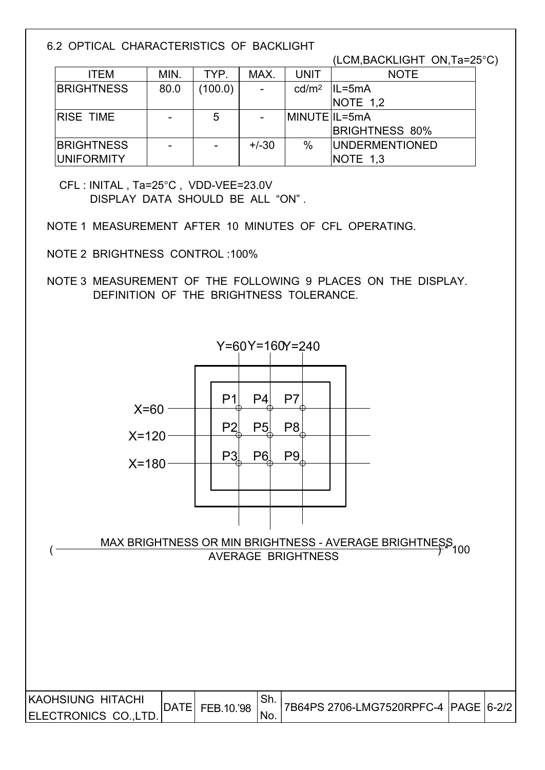## 6.2 OPTICAL CHARACTERISTICS OF BACKLIGHT

(LCM,BACKLIGHT ON,Ta=25°C)

| ITEM | MIN. | TYP. | MAX. | UNIT | NOTE |
|---|---|---|---|---|---|
| BRIGHTNESS | 80.0 | (100.0) | - | $cd/m^2$ | IL=5mA NOTE 1,2 |
| RISE TIME | - | 5 | - | MINUTE | IL=5mA BRIGHTNESS 80% |
| BRIGHTNESS UNIFORMITY | - | - | +/-30 | % | UNDERMENTIONED NOTE 1,3 |

CFL : INITAL , Ta=25°C , VDD-VEE=23.0V
DISPLAY DATA SHOULD BE ALL "ON" .

NOTE 1 MEASUREMENT AFTER 10 MINUTES OF CFL OPERATING.

NOTE 2 BRIGHTNESS CONTROL :100%

NOTE 3 MEASUREMENT OF THE FOLLOWING 9 PLACES ON THE DISPLAY.
DEFINITION OF THE BRIGHTNESS TOLERANCE.

Y=60 Y=160 Y=240

X=60: P1 P4 P7
X=120: P2 P5 P8
X=180: P3 P6 P9

$$\left(\frac{\text{MAX BRIGHTNESS OR MIN BRIGHTNESS - AVERAGE BRIGHTNESS}}{\text{AVERAGE BRIGHTNESS}}\right) * 100$$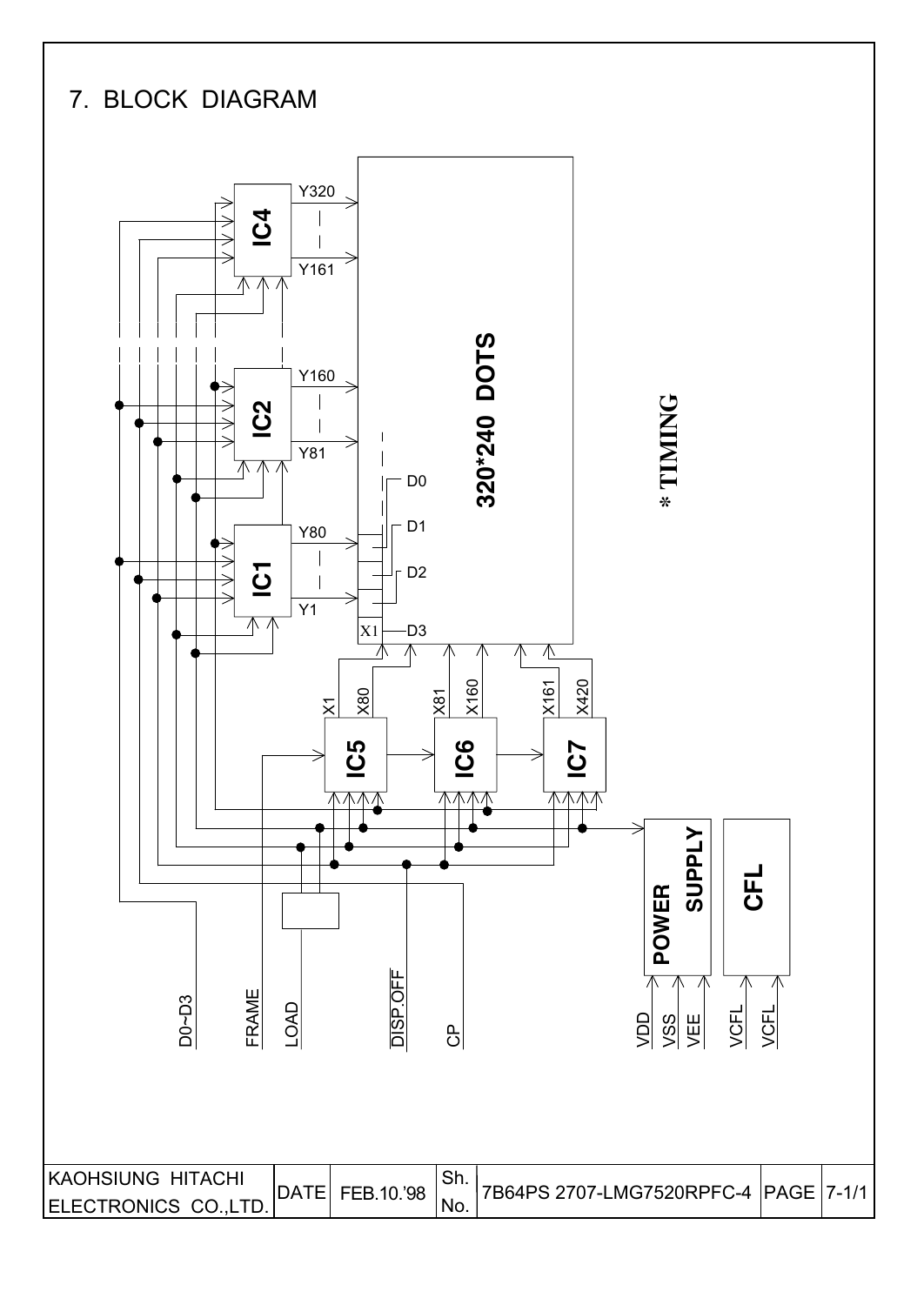## 7. BLOCK DIAGRAM

IC4: Y320 – Y161

IC2: Y160 – Y81

IC1: Y80 – Y1

320*240 DOTS

D0, D1, D2, D3, X1

IC5: X1 – X80

IC6: X81 – X160

IC7: X161 – X420

POWER SUPPLY

CFL

* TIMING

D0~D3, FRAME, LOAD, DISP.OFF, CP

VDD, VSS, VEE, VCFL, VCFL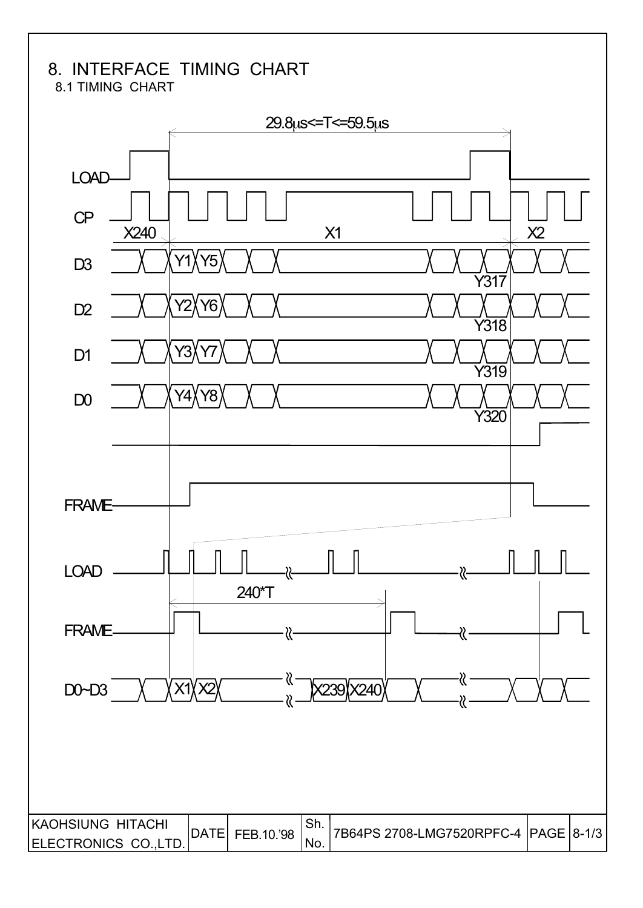# 8. INTERFACE TIMING CHART

## 8.1 TIMING CHART

$29.8\mu s \le T \le 59.5\mu s$

LOAD

CP

X240 X1 X2

D3 Y1 Y5 Y317

D2 Y2 Y6 Y318

D1 Y3 Y7 Y319

D0 Y4 Y8 Y320

FRAME

LOAD

240*T

FRAME

D0~D3 X1 X2 X239 X240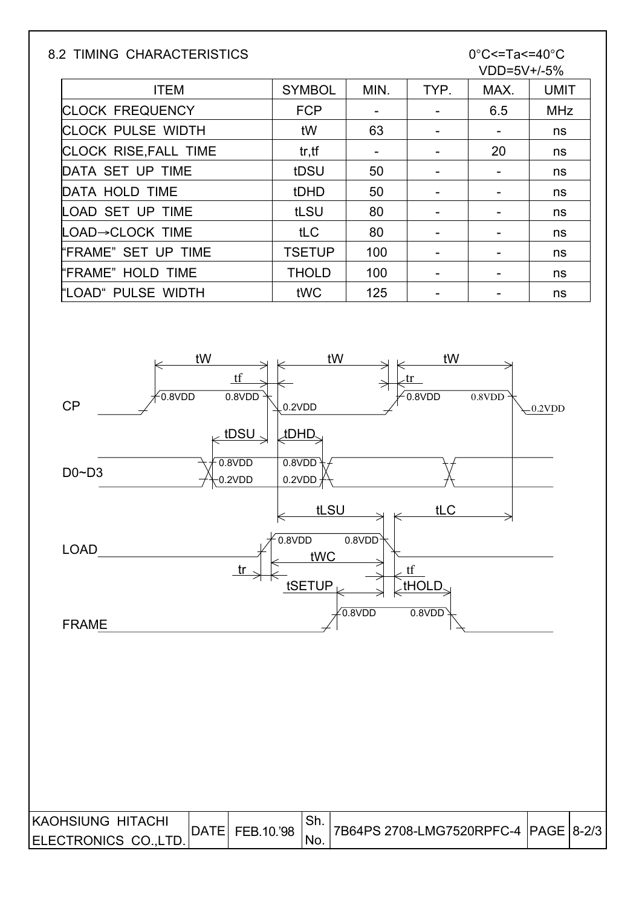## 8.2 TIMING CHARACTERISTICS

0°C<=Ta<=40°C
VDD=5V+/-5%

| ITEM | SYMBOL | MIN. | TYP. | MAX. | UMIT |
|---|---|---|---|---|---|
| CLOCK FREQUENCY | FCP | - | - | 6.5 | MHz |
| CLOCK PULSE WIDTH | tW | 63 | - | - | ns |
| CLOCK RISE,FALL TIME | tr,tf | - | - | 20 | ns |
| DATA SET UP TIME | tDSU | 50 | - | - | ns |
| DATA HOLD TIME | tDHD | 50 | - | - | ns |
| LOAD SET UP TIME | tLSU | 80 | - | - | ns |
| LOAD→CLOCK TIME | tLC | 80 | - | - | ns |
| "FRAME" SET UP TIME | TSETUP | 100 | - | - | ns |
| "FRAME" HOLD TIME | THOLD | 100 | - | - | ns |
| "LOAD" PULSE WIDTH | tWC | 125 | - | - | ns |

| KAOHSIUNG HITACHI ELECTRONICS CO.,LTD. | DATE | FEB.10.'98 | Sh. No. | 7B64PS 2708-LMG7520RPFC-4 | PAGE | 8-2/3 |
|---|---|---|---|---|---|---|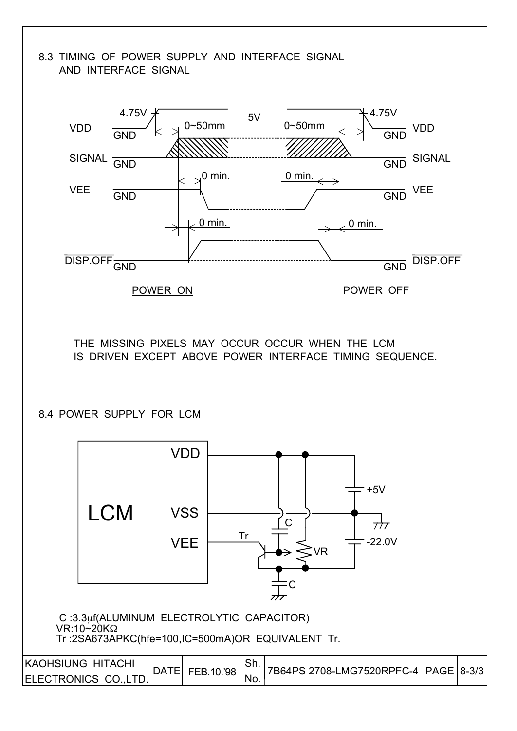## 8.3 TIMING OF POWER SUPPLY AND INTERFACE SIGNAL AND INTERFACE SIGNAL

VDD: GND → 4.75V → 5V → 4.75V → GND (0~50mm)

SIGNAL: GND

VEE: GND (0 min.)

$\overline{\text{DISP.OFF}}$: GND (0 min.)

POWER ON    POWER OFF

THE MISSING PIXELS MAY OCCUR OCCUR WHEN THE LCM IS DRIVEN EXCEPT ABOVE POWER INTERFACE TIMING SEQUENCE.

## 8.4 POWER SUPPLY FOR LCM

LCM: VDD, VSS, VEE; +5V, -22.0V, Tr, C, VR

C :3.3μf(ALUMINUM ELECTROLYTIC CAPACITOR)
VR:10~20KΩ
Tr :2SA673APKC(hfe=100,IC=500mA)OR EQUIVALENT Tr.

| KAOHSIUNG HITACHI ELECTRONICS CO.,LTD. | DATE | FEB.10.'98 | Sh. No. | 7B64PS 2708-LMG7520RPFC-4 | PAGE | 8-3/3 |
|---|---|---|---|---|---|---|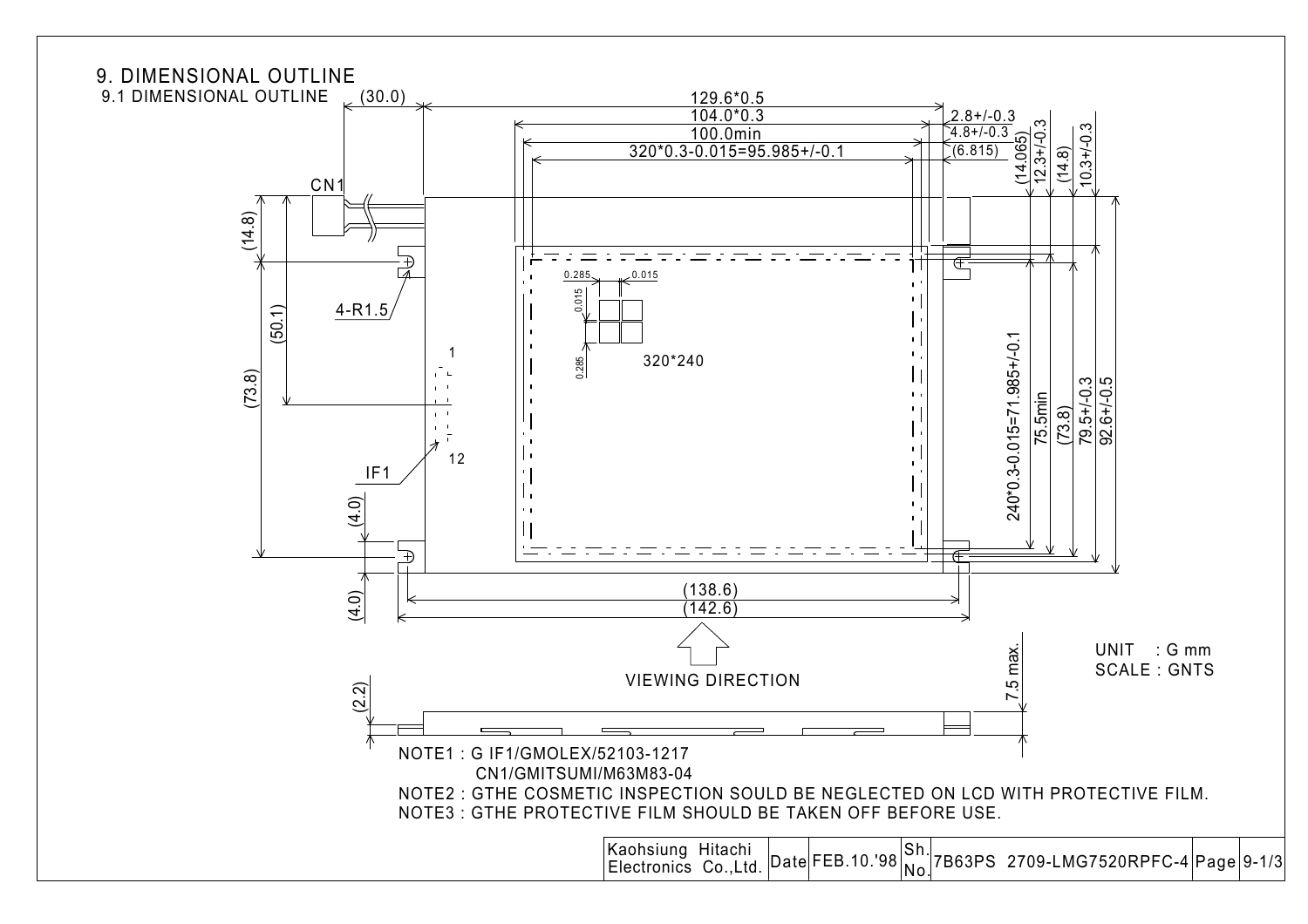# 9. DIMENSIONAL OUTLINE

## 9.1 DIMENSIONAL OUTLINE

(30.0)

129.6*0.5

104.0*0.3

100.0min

320*0.3-0.015=95.985+/-0.1

2.8+/-0.3

4.8+/-0.3

(6.815)

(14.065)

12.3+/-0.3

(14.8)

10.3+/-0.3

CN1

(14.8)

4-R1.5

(50.1)

(73.8)

0.285

0.015

0.015

0.285

320*240

1

12

IF1

(4.0)

(4.0)

240*0.3-0.015=71.985+/-0.1

75.5min

(73.8)

79.5+/-0.3

92.6+/-0.5

(138.6)

(142.6)

VIEWING DIRECTION

(2.2)

7.5 max.

UNIT : G mm

SCALE : GNTS

NOTE1 : G IF1/GMOLEX/52103-1217

CN1/GMITSUMI/M63M83-04

NOTE2 : GTHE COSMETIC INSPECTION SOULD BE NEGLECTED ON LCD WITH PROTECTIVE FILM.

NOTE3 : GTHE PROTECTIVE FILM SHOULD BE TAKEN OFF BEFORE USE.

| Kaohsiung Hitachi Electronics Co.,Ltd. | Date | FEB.10.'98 | Sh. No. | 7B63PS 2709-LMG7520RPFC-4 | Page | 9-1/3 |
|---|---|---|---|---|---|---|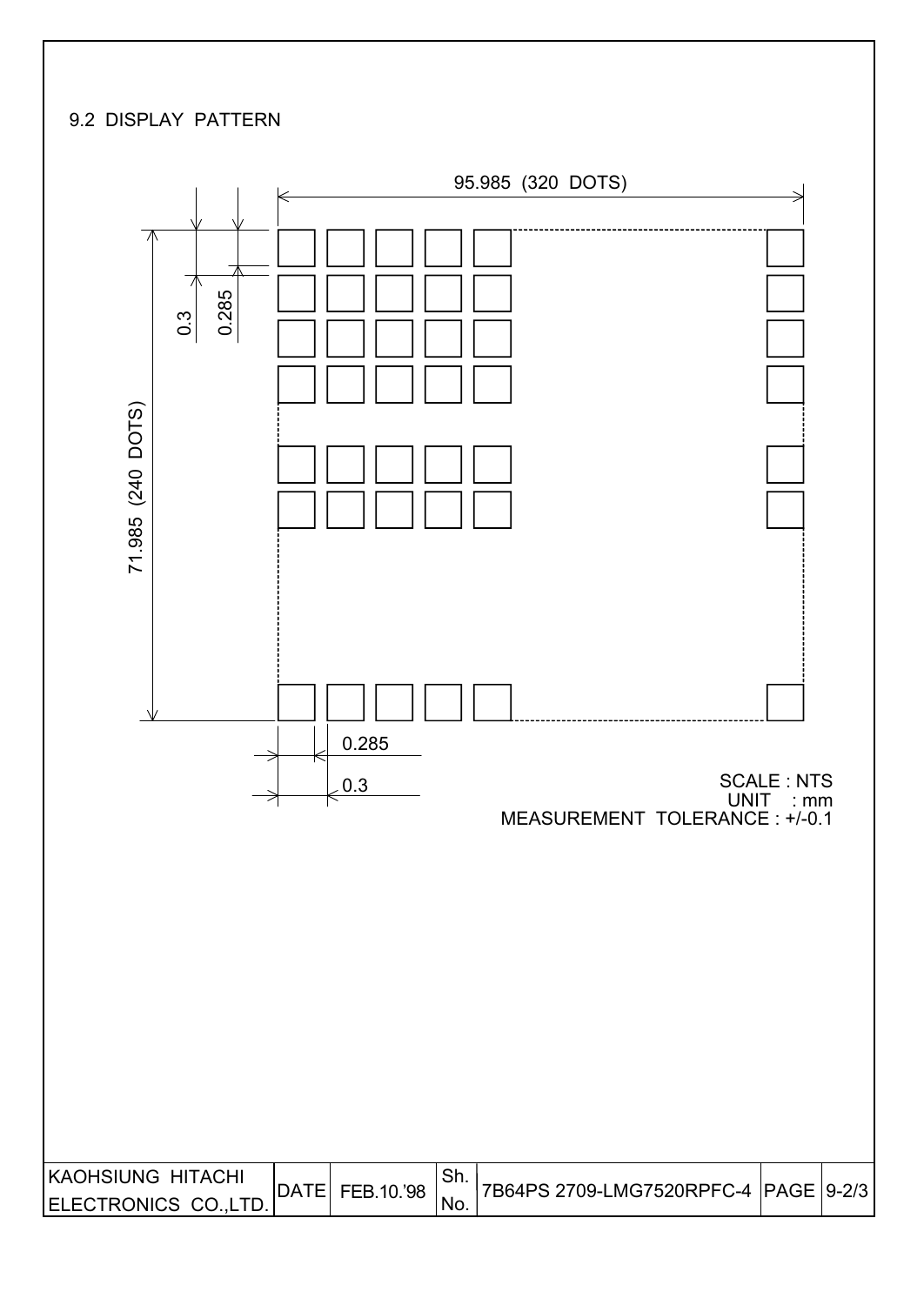## 9.2 DISPLAY PATTERN

95.985 (320 DOTS)

71.985 (240 DOTS)

0.3

0.285

0.285

0.3

SCALE : NTS
UNIT : mm
MEASUREMENT TOLERANCE : +/-0.1

| KAOHSIUNG HITACHI ELECTRONICS CO.,LTD. | DATE | FEB.10.'98 | Sh. No. | 7B64PS 2709-LMG7520RPFC-4 | PAGE | 9-2/3 |
|---|---|---|---|---|---|---|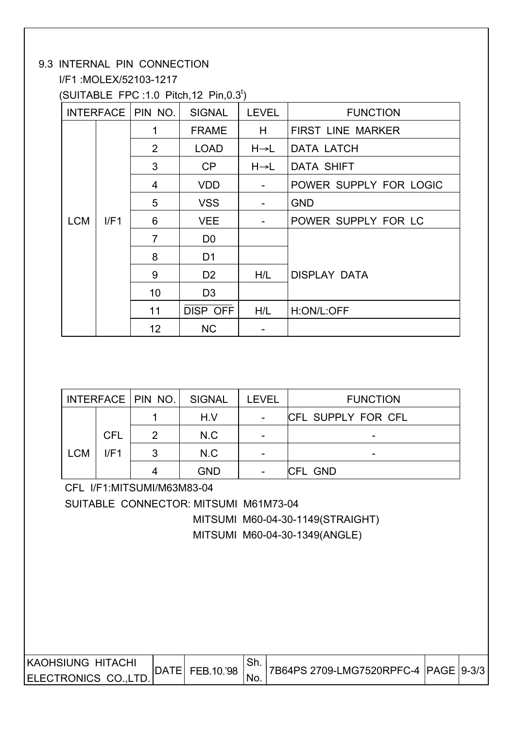## 9.3 INTERNAL PIN CONNECTION

I/F1 :MOLEX/52103-1217

(SUITABLE FPC :1.0 Pitch,12 Pin,0.3[t])

| INTERFACE | | PIN NO. | SIGNAL | LEVEL | FUNCTION |
|---|---|---|---|---|---|
| LCM | I/F1 | 1 | FRAME | H | FIRST LINE MARKER |
| | | 2 | LOAD | H→L | DATA LATCH |
| | | 3 | CP | H→L | DATA SHIFT |
| | | 4 | VDD | - | POWER SUPPLY FOR LOGIC |
| | | 5 | VSS | - | GND |
| | | 6 | VEE | - | POWER SUPPLY FOR LC |
| | | 7 | D0 | H/L | DISPLAY DATA |
| | | 8 | D1 | | |
| | | 9 | D2 | | |
| | | 10 | D3 | | |
| | | 11 | $\overline{\text{DISP OFF}}$ | H/L | H:ON/L:OFF |
| | | 12 | NC | - | |

| INTERFACE | | PIN NO. | SIGNAL | LEVEL | FUNCTION |
|---|---|---|---|---|---|
| LCM | CFL I/F1 | 1 | H.V | - | CFL SUPPLY FOR CFL |
| | | 2 | N.C | - | - |
| | | 3 | N.C | - | - |
| | | 4 | GND | - | CFL GND |

CFL I/F1:MITSUMI/M63M83-04

SUITABLE CONNECTOR: MITSUMI M61M73-04

MITSUMI M60-04-30-1149(STRAIGHT)

MITSUMI M60-04-30-1349(ANGLE)

| KAOHSIUNG HITACHI ELECTRONICS CO.,LTD. | DATE | FEB.10.'98 | Sh. No. | 7B64PS 2709-LMG7520RPFC-4 | PAGE | 9-3/3 |
|---|---|---|---|---|---|---|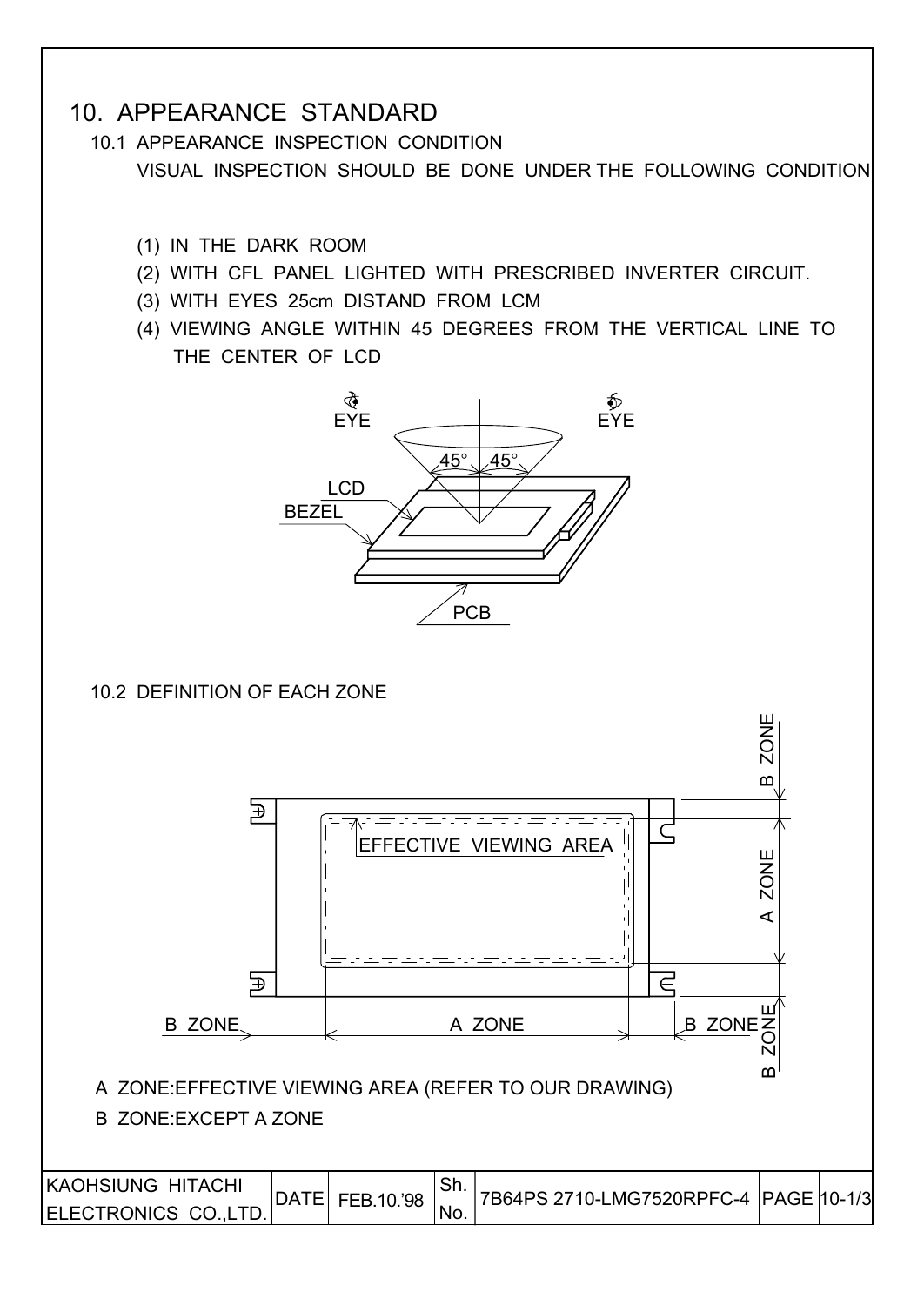# 10. APPEARANCE STANDARD

## 10.1 APPEARANCE INSPECTION CONDITION

VISUAL INSPECTION SHOULD BE DONE UNDER THE FOLLOWING CONDITION.

(1) IN THE DARK ROOM
(2) WITH CFL PANEL LIGHTED WITH PRESCRIBED INVERTER CIRCUIT.
(3) WITH EYES 25cm DISTAND FROM LCM
(4) VIEWING ANGLE WITHIN 45 DEGREES FROM THE VERTICAL LINE TO THE CENTER OF LCD

EYE EYE 45° 45° LCD BEZEL PCB

## 10.2 DEFINITION OF EACH ZONE

EFFECTIVE VIEWING AREA

B ZONE A ZONE B ZONE

A ZONE: EFFECTIVE VIEWING AREA (REFER TO OUR DRAWING)

B ZONE: EXCEPT A ZONE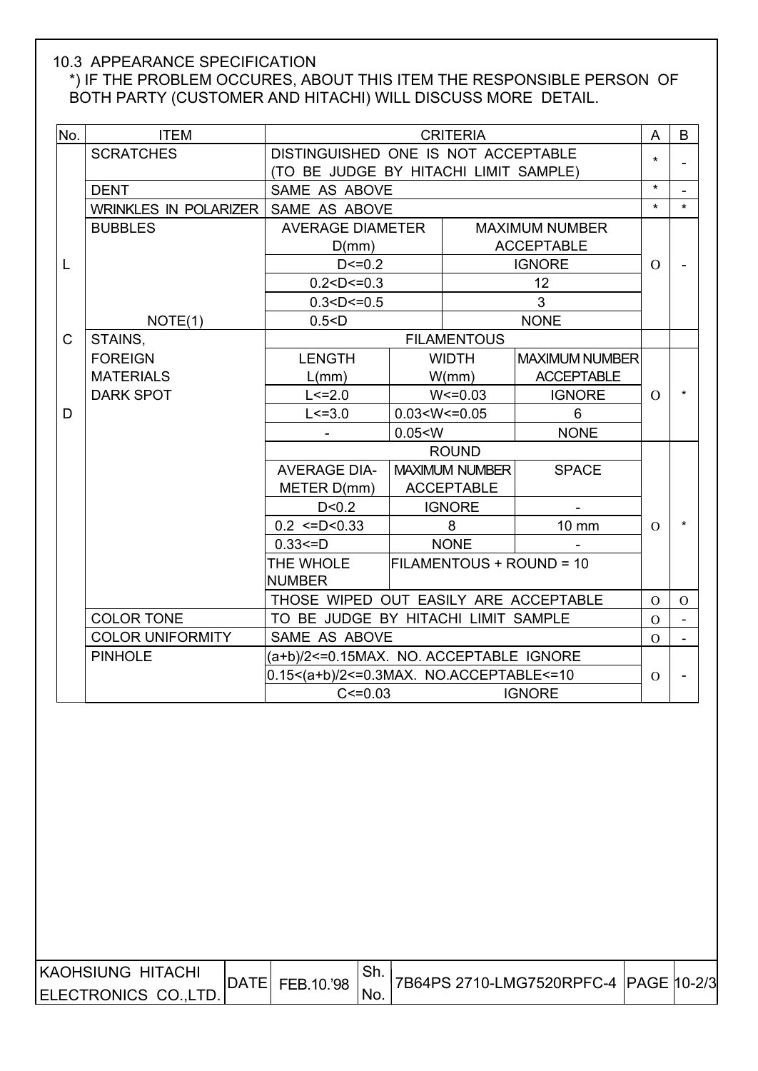## 10.3 APPEARANCE SPECIFICATION

*) IF THE PROBLEM OCCURES, ABOUT THIS ITEM THE RESPONSIBLE PERSON OF BOTH PARTY (CUSTOMER AND HITACHI) WILL DISCUSS MORE DETAIL.

| No. | ITEM | CRITERIA | | | A | B |
|---|---|---|---|---|---|---|
| L | SCRATCHES | DISTINGUISHED ONE IS NOT ACCEPTABLE (TO BE JUDGE BY HITACHI LIMIT SAMPLE) | | | * | - |
| | DENT | SAME AS ABOVE | | | * | - |
| | WRINKLES IN POLARIZER | SAME AS ABOVE | | | * | * |
| | BUBBLES | AVERAGE DIAMETER D(mm) | MAXIMUM NUMBER ACCEPTABLE | | O | - |
| | | D<=0.2 | IGNORE | | | |
| | | 0.2<D<=0.3 | 12 | | | |
| | | 0.3<D<=0.5 | 3 | | | |
| | NOTE(1) | 0.5<D | NONE | | | |
| C | STAINS, FOREIGN MATERIALS DARK SPOT | FILAMENTOUS | | | | |
| | | LENGTH L(mm) | WIDTH W(mm) | MAXIMUM NUMBER ACCEPTABLE | O | * |
| | | L<=2.0 | W<=0.03 | IGNORE | | |
| D | | L<=3.0 | 0.03<W<=0.05 | 6 | | |
| | | - | 0.05<W | NONE | | |
| | | ROUND | | | O | * |
| | | AVERAGE DIA-METER D(mm) | MAXIMUM NUMBER ACCEPTABLE | SPACE | | |
| | | D<0.2 | IGNORE | - | | |
| | | 0.2 <=D<0.33 | 8 | 10 mm | | |
| | | 0.33<=D | NONE | - | | |
| | | THE WHOLE NUMBER | FILAMENTOUS + ROUND = 10 | | | |
| | | THOSE WIPED OUT EASILY ARE ACCEPTABLE | | | O | O |
| | COLOR TONE | TO BE JUDGE BY HITACHI LIMIT SAMPLE | | | O | - |
| | COLOR UNIFORMITY | SAME AS ABOVE | | | O | - |
| | PINHOLE | (a+b)/2<=0.15MAX. NO. ACCEPTABLE IGNORE | | | O | - |
| | | 0.15<(a+b)/2<=0.3MAX. NO.ACCEPTABLE<=10 | | | | |
| | | C<=0.03 | IGNORE | | | |

| KAOHSIUNG HITACHI ELECTRONICS CO.,LTD. | DATE | FEB.10.'98 | Sh. No. | 7B64PS 2710-LMG7520RPFC-4 | PAGE | 10-2/3 |
|---|---|---|---|---|---|---|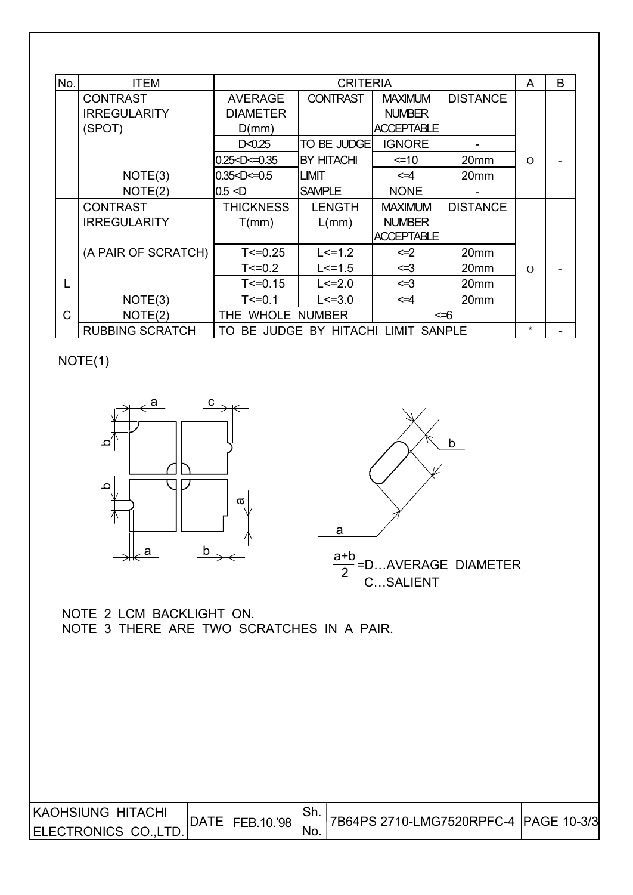| No. | ITEM | CRITERIA | | | | A | B |
|---|---|---|---|---|---|---|---|
| | CONTRAST IRREGULARITY (SPOT) | AVERAGE DIAMETER D(mm) | CONTRAST | MAXIMUM NUMBER ACCEPTABLE | DISTANCE | O | - |
| | | D<0.25 | TO BE JUDGE BY HITACHI LIMIT SAMPLE | IGNORE | - | | |
| | | 0.25<D<=0.35 | | <=10 | 20mm | | |
| | NOTE(3) | 0.35<D<=0.5 | | <=4 | 20mm | | |
| | NOTE(2) | 0.5 <D | | NONE | - | | |
| L C | CONTRAST IRREGULARITY (A PAIR OF SCRATCH) | THICKNESS T(mm) | LENGTH L(mm) | MAXIMUM NUMBER ACCEPTABLE | DISTANCE | O | - |
| | | T<=0.25 | L<=1.2 | <=2 | 20mm | | |
| | | T<=0.2 | L<=1.5 | <=3 | 20mm | | |
| | | T<=0.15 | L<=2.0 | <=3 | 20mm | | |
| | NOTE(3) | T<=0.1 | L<=3.0 | <=4 | 20mm | | |
| | NOTE(2) | THE WHOLE NUMBER | | <=6 | | | |
| | RUBBING SCRATCH | TO BE JUDGE BY HITACHI LIMIT SANPLE | | | | * | - |

NOTE(1)

$\frac{a+b}{2}$ =D…AVERAGE DIAMETER
C…SALIENT

NOTE 2 LCM BACKLIGHT ON.
NOTE 3 THERE ARE TWO SCRATCHES IN A PAIR.

| KAOHSIUNG HITACHI ELECTRONICS CO.,LTD. | DATE | FEB.10.'98 | Sh. No. | 7B64PS 2710-LMG7520RPFC-4 | PAGE | 10-3/3 |
|---|---|---|---|---|---|---|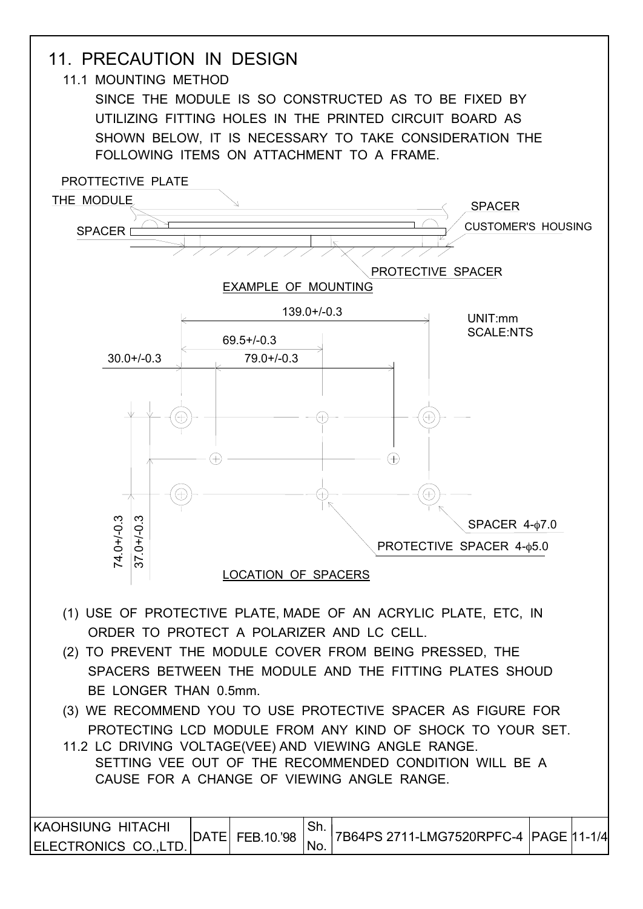# 11. PRECAUTION IN DESIGN

## 11.1 MOUNTING METHOD

SINCE THE MODULE IS SO CONSTRUCTED AS TO BE FIXED BY UTILIZING FITTING HOLES IN THE PRINTED CIRCUIT BOARD AS SHOWN BELOW, IT IS NECESSARY TO TAKE CONSIDERATION THE FOLLOWING ITEMS ON ATTACHMENT TO A FRAME.

PROTTECTIVE PLATE
THE MODULE
SPACER
SPACER
CUSTOMER'S HOUSING
PROTECTIVE SPACER

EXAMPLE OF MOUNTING

UNIT:mm
SCALE:NTS

139.0+/-0.3
69.5+/-0.3
30.0+/-0.3
79.0+/-0.3
74.0+/-0.3
37.0+/-0.3

SPACER 4-$\phi$7.0
PROTECTIVE SPACER 4-$\phi$5.0

LOCATION OF SPACERS

(1) USE OF PROTECTIVE PLATE, MADE OF AN ACRYLIC PLATE, ETC, IN ORDER TO PROTECT A POLARIZER AND LC CELL.

(2) TO PREVENT THE MODULE COVER FROM BEING PRESSED, THE SPACERS BETWEEN THE MODULE AND THE FITTING PLATES SHOUD BE LONGER THAN 0.5mm.

(3) WE RECOMMEND YOU TO USE PROTECTIVE SPACER AS FIGURE FOR PROTECTING LCD MODULE FROM ANY KIND OF SHOCK TO YOUR SET.

## 11.2 LC DRIVING VOLTAGE(VEE) AND VIEWING ANGLE RANGE.

SETTING VEE OUT OF THE RECOMMENDED CONDITION WILL BE A CAUSE FOR A CHANGE OF VIEWING ANGLE RANGE.

| KAOHSIUNG HITACHI ELECTRONICS CO.,LTD. | DATE | FEB.10.'98 | Sh. No. | 7B64PS 2711-LMG7520RPFC-4 | PAGE | 11-1/4 |
|---|---|---|---|---|---|---|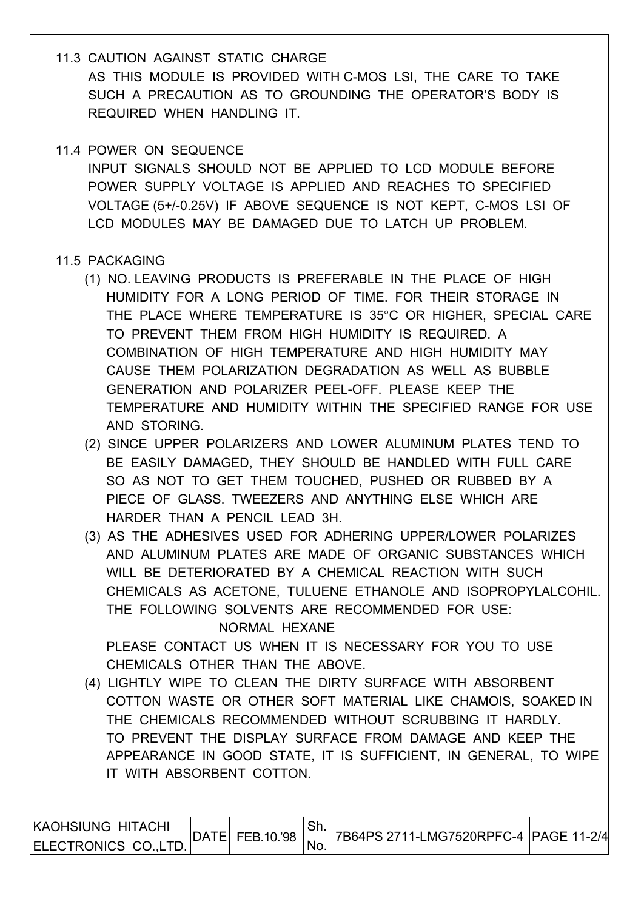11.3 CAUTION AGAINST STATIC CHARGE

AS THIS MODULE IS PROVIDED WITH C-MOS LSI, THE CARE TO TAKE SUCH A PRECAUTION AS TO GROUNDING THE OPERATOR'S BODY IS REQUIRED WHEN HANDLING IT.

11.4 POWER ON SEQUENCE

INPUT SIGNALS SHOULD NOT BE APPLIED TO LCD MODULE BEFORE POWER SUPPLY VOLTAGE IS APPLIED AND REACHES TO SPECIFIED VOLTAGE (5+/-0.25V) IF ABOVE SEQUENCE IS NOT KEPT, C-MOS LSI OF LCD MODULES MAY BE DAMAGED DUE TO LATCH UP PROBLEM.

11.5 PACKAGING

(1) NO. LEAVING PRODUCTS IS PREFERABLE IN THE PLACE OF HIGH HUMIDITY FOR A LONG PERIOD OF TIME. FOR THEIR STORAGE IN THE PLACE WHERE TEMPERATURE IS 35°C OR HIGHER, SPECIAL CARE TO PREVENT THEM FROM HIGH HUMIDITY IS REQUIRED. A COMBINATION OF HIGH TEMPERATURE AND HIGH HUMIDITY MAY CAUSE THEM POLARIZATION DEGRADATION AS WELL AS BUBBLE GENERATION AND POLARIZER PEEL-OFF. PLEASE KEEP THE TEMPERATURE AND HUMIDITY WITHIN THE SPECIFIED RANGE FOR USE AND STORING.

(2) SINCE UPPER POLARIZERS AND LOWER ALUMINUM PLATES TEND TO BE EASILY DAMAGED, THEY SHOULD BE HANDLED WITH FULL CARE SO AS NOT TO GET THEM TOUCHED, PUSHED OR RUBBED BY A PIECE OF GLASS. TWEEZERS AND ANYTHING ELSE WHICH ARE HARDER THAN A PENCIL LEAD 3H.

(3) AS THE ADHESIVES USED FOR ADHERING UPPER/LOWER POLARIZES AND ALUMINUM PLATES ARE MADE OF ORGANIC SUBSTANCES WHICH WILL BE DETERIORATED BY A CHEMICAL REACTION WITH SUCH CHEMICALS AS ACETONE, TULUENE ETHANOLE AND ISOPROPYLALCOHIL. THE FOLLOWING SOLVENTS ARE RECOMMENDED FOR USE:

NORMAL HEXANE

PLEASE CONTACT US WHEN IT IS NECESSARY FOR YOU TO USE CHEMICALS OTHER THAN THE ABOVE.

(4) LIGHTLY WIPE TO CLEAN THE DIRTY SURFACE WITH ABSORBENT COTTON WASTE OR OTHER SOFT MATERIAL LIKE CHAMOIS, SOAKED IN THE CHEMICALS RECOMMENDED WITHOUT SCRUBBING IT HARDLY. TO PREVENT THE DISPLAY SURFACE FROM DAMAGE AND KEEP THE APPEARANCE IN GOOD STATE, IT IS SUFFICIENT, IN GENERAL, TO WIPE IT WITH ABSORBENT COTTON.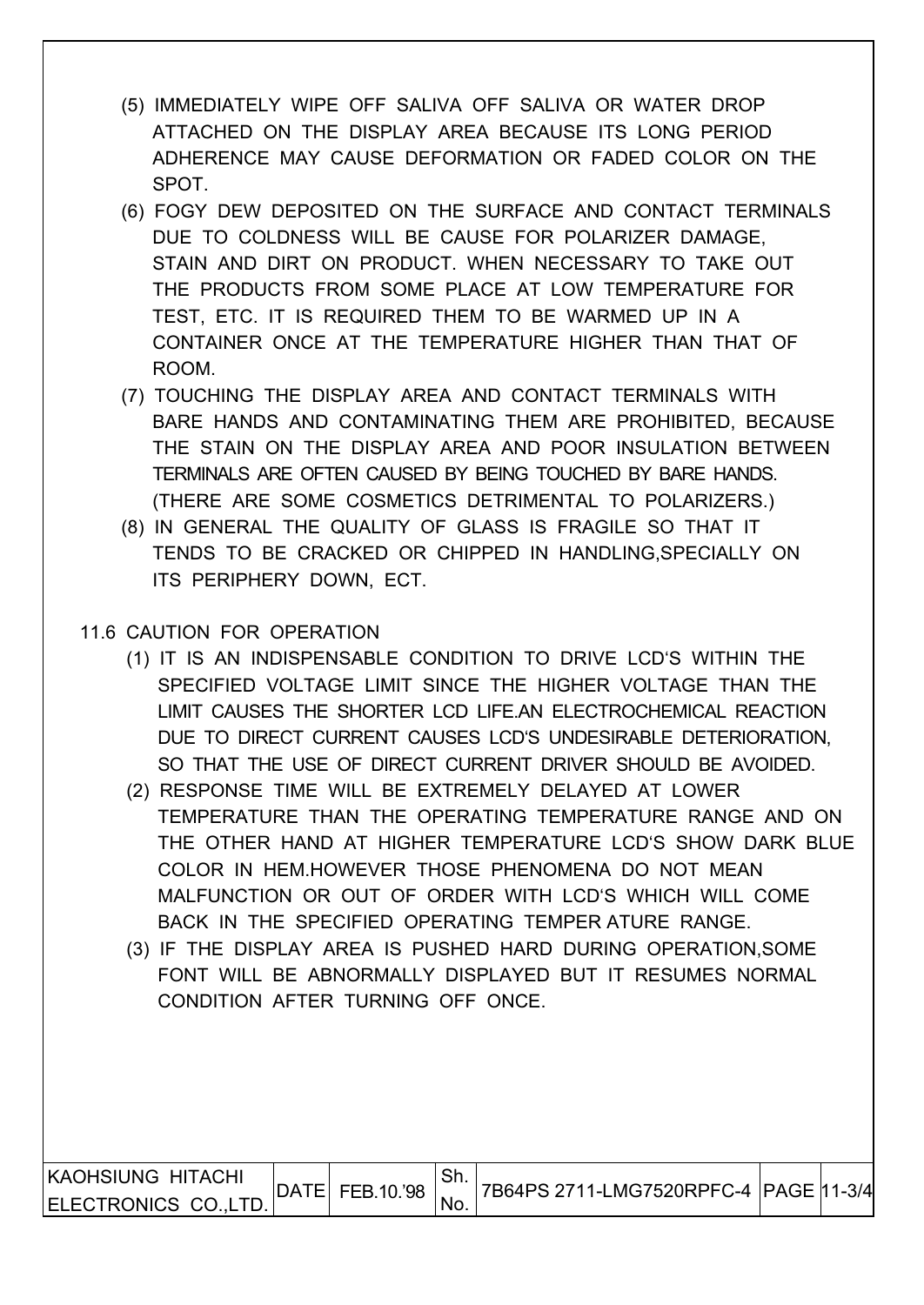(5) IMMEDIATELY WIPE OFF SALIVA OFF SALIVA OR WATER DROP ATTACHED ON THE DISPLAY AREA BECAUSE ITS LONG PERIOD ADHERENCE MAY CAUSE DEFORMATION OR FADED COLOR ON THE SPOT.

(6) FOGY DEW DEPOSITED ON THE SURFACE AND CONTACT TERMINALS DUE TO COLDNESS WILL BE CAUSE FOR POLARIZER DAMAGE, STAIN AND DIRT ON PRODUCT. WHEN NECESSARY TO TAKE OUT THE PRODUCTS FROM SOME PLACE AT LOW TEMPERATURE FOR TEST, ETC. IT IS REQUIRED THEM TO BE WARMED UP IN A CONTAINER ONCE AT THE TEMPERATURE HIGHER THAN THAT OF ROOM.

(7) TOUCHING THE DISPLAY AREA AND CONTACT TERMINALS WITH BARE HANDS AND CONTAMINATING THEM ARE PROHIBITED, BECAUSE THE STAIN ON THE DISPLAY AREA AND POOR INSULATION BETWEEN TERMINALS ARE OFTEN CAUSED BY BEING TOUCHED BY BARE HANDS. (THERE ARE SOME COSMETICS DETRIMENTAL TO POLARIZERS.)

(8) IN GENERAL THE QUALITY OF GLASS IS FRAGILE SO THAT IT TENDS TO BE CRACKED OR CHIPPED IN HANDLING,SPECIALLY ON ITS PERIPHERY DOWN, ECT.

11.6 CAUTION FOR OPERATION

(1) IT IS AN INDISPENSABLE CONDITION TO DRIVE LCD'S WITHIN THE SPECIFIED VOLTAGE LIMIT SINCE THE HIGHER VOLTAGE THAN THE LIMIT CAUSES THE SHORTER LCD LIFE.AN ELECTROCHEMICAL REACTION DUE TO DIRECT CURRENT CAUSES LCD'S UNDESIRABLE DETERIORATION, SO THAT THE USE OF DIRECT CURRENT DRIVER SHOULD BE AVOIDED.

(2) RESPONSE TIME WILL BE EXTREMELY DELAYED AT LOWER TEMPERATURE THAN THE OPERATING TEMPERATURE RANGE AND ON THE OTHER HAND AT HIGHER TEMPERATURE LCD'S SHOW DARK BLUE COLOR IN HEM.HOWEVER THOSE PHENOMENA DO NOT MEAN MALFUNCTION OR OUT OF ORDER WITH LCD'S WHICH WILL COME BACK IN THE SPECIFIED OPERATING TEMPER ATURE RANGE.

(3) IF THE DISPLAY AREA IS PUSHED HARD DURING OPERATION,SOME FONT WILL BE ABNORMALLY DISPLAYED BUT IT RESUMES NORMAL CONDITION AFTER TURNING OFF ONCE.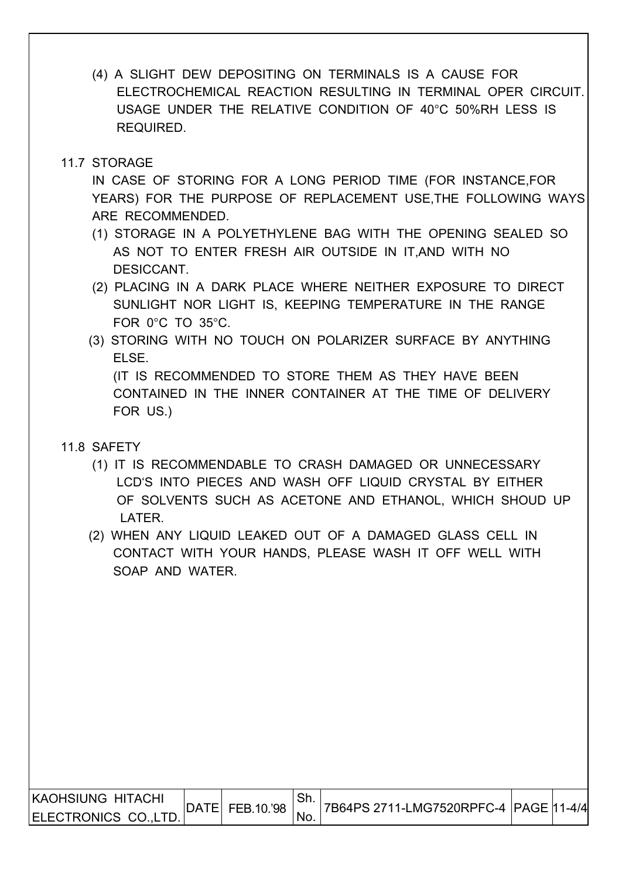(4) A SLIGHT DEW DEPOSITING ON TERMINALS IS A CAUSE FOR ELECTROCHEMICAL REACTION RESULTING IN TERMINAL OPER CIRCUIT. USAGE UNDER THE RELATIVE CONDITION OF 40°C 50%RH LESS IS REQUIRED.

## 11.7 STORAGE

IN CASE OF STORING FOR A LONG PERIOD TIME (FOR INSTANCE,FOR YEARS) FOR THE PURPOSE OF REPLACEMENT USE,THE FOLLOWING WAYS ARE RECOMMENDED.

(1) STORAGE IN A POLYETHYLENE BAG WITH THE OPENING SEALED SO AS NOT TO ENTER FRESH AIR OUTSIDE IN IT,AND WITH NO DESICCANT.

(2) PLACING IN A DARK PLACE WHERE NEITHER EXPOSURE TO DIRECT SUNLIGHT NOR LIGHT IS, KEEPING TEMPERATURE IN THE RANGE FOR 0°C TO 35°C.

(3) STORING WITH NO TOUCH ON POLARIZER SURFACE BY ANYTHING ELSE.

(IT IS RECOMMENDED TO STORE THEM AS THEY HAVE BEEN CONTAINED IN THE INNER CONTAINER AT THE TIME OF DELIVERY FOR US.)

## 11.8 SAFETY

(1) IT IS RECOMMENDABLE TO CRASH DAMAGED OR UNNECESSARY LCD'S INTO PIECES AND WASH OFF LIQUID CRYSTAL BY EITHER OF SOLVENTS SUCH AS ACETONE AND ETHANOL, WHICH SHOUD UP LATER.

(2) WHEN ANY LIQUID LEAKED OUT OF A DAMAGED GLASS CELL IN CONTACT WITH YOUR HANDS, PLEASE WASH IT OFF WELL WITH SOAP AND WATER.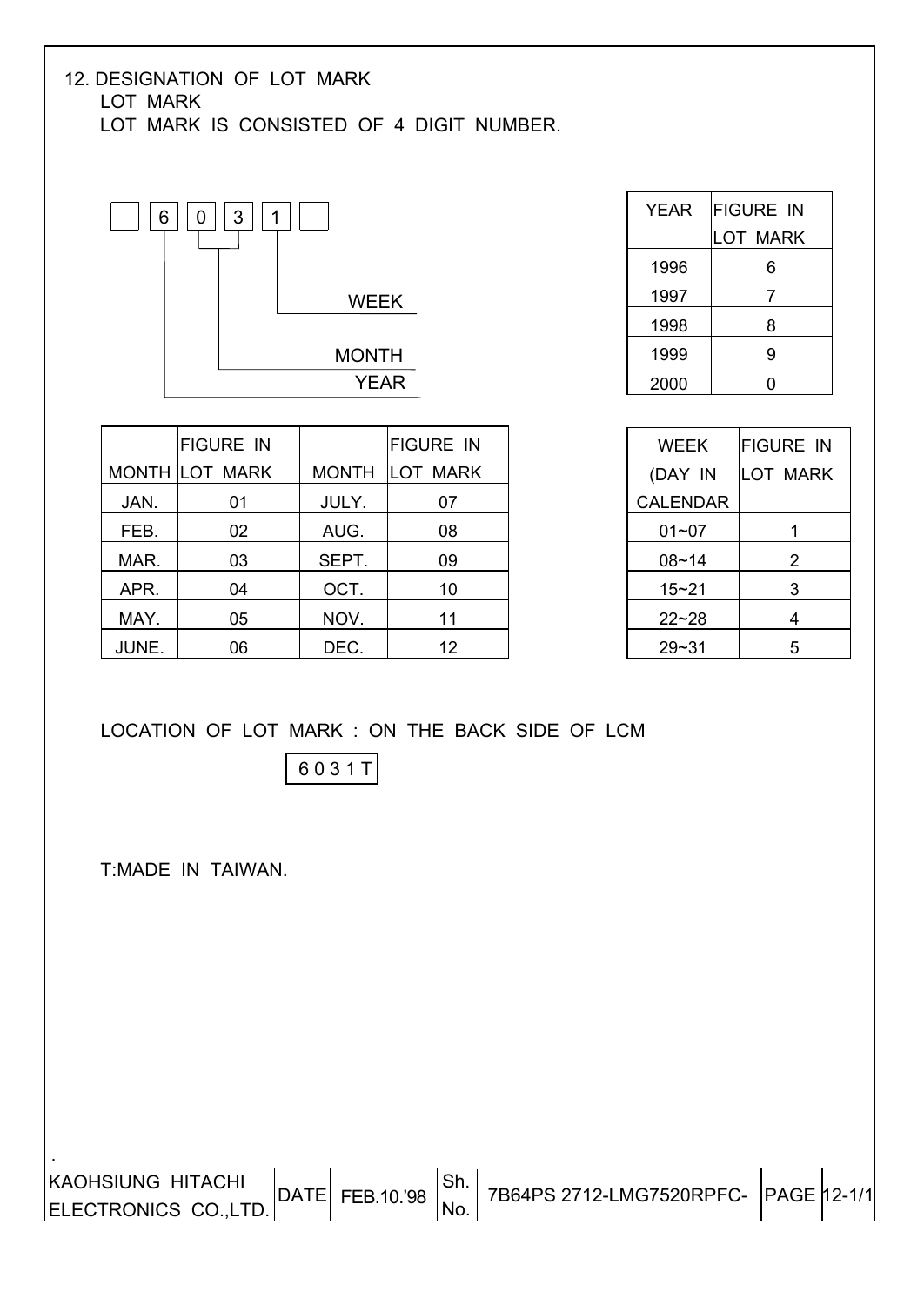## 12. DESIGNATION OF LOT MARK

LOT MARK

LOT MARK IS CONSISTED OF 4 DIGIT NUMBER.

```
[ ] [6] [0] [3] [1] [ ]
     |   |___|   |
     |     |     |______ WEEK
     |     |____________ MONTH
     |__________________ YEAR
```

| YEAR | FIGURE IN LOT MARK |
|---|---|
| 1996 | 6 |
| 1997 | 7 |
| 1998 | 8 |
| 1999 | 9 |
| 2000 | 0 |

| MONTH | FIGURE IN LOT MARK | MONTH | FIGURE IN LOT MARK |
|---|---|---|---|
| JAN. | 01 | JULY. | 07 |
| FEB. | 02 | AUG. | 08 |
| MAR. | 03 | SEPT. | 09 |
| APR. | 04 | OCT. | 10 |
| MAY. | 05 | NOV. | 11 |
| JUNE. | 06 | DEC. | 12 |

| WEEK (DAY IN CALENDAR | FIGURE IN LOT MARK |
|---|---|
| 01~07 | 1 |
| 08~14 | 2 |
| 15~21 | 3 |
| 22~28 | 4 |
| 29~31 | 5 |

LOCATION OF LOT MARK : ON THE BACK SIDE OF LCM

6 0 3 1 T

T:MADE IN TAIWAN.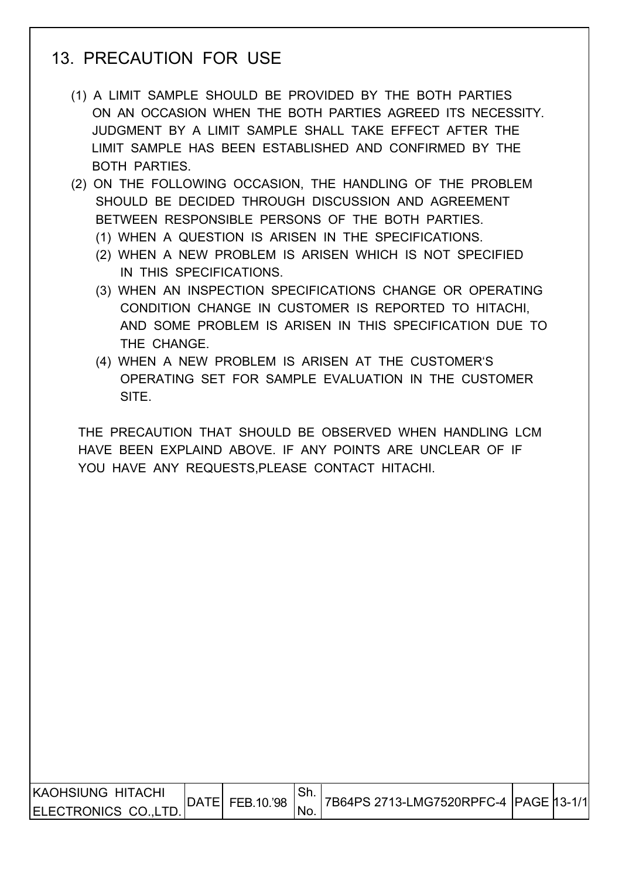## 13. PRECAUTION FOR USE

(1) A LIMIT SAMPLE SHOULD BE PROVIDED BY THE BOTH PARTIES ON AN OCCASION WHEN THE BOTH PARTIES AGREED ITS NECESSITY. JUDGMENT BY A LIMIT SAMPLE SHALL TAKE EFFECT AFTER THE LIMIT SAMPLE HAS BEEN ESTABLISHED AND CONFIRMED BY THE BOTH PARTIES.

(2) ON THE FOLLOWING OCCASION, THE HANDLING OF THE PROBLEM SHOULD BE DECIDED THROUGH DISCUSSION AND AGREEMENT BETWEEN RESPONSIBLE PERSONS OF THE BOTH PARTIES.

   (1) WHEN A QUESTION IS ARISEN IN THE SPECIFICATIONS.

   (2) WHEN A NEW PROBLEM IS ARISEN WHICH IS NOT SPECIFIED IN THIS SPECIFICATIONS.

   (3) WHEN AN INSPECTION SPECIFICATIONS CHANGE OR OPERATING CONDITION CHANGE IN CUSTOMER IS REPORTED TO HITACHI, AND SOME PROBLEM IS ARISEN IN THIS SPECIFICATION DUE TO THE CHANGE.

   (4) WHEN A NEW PROBLEM IS ARISEN AT THE CUSTOMER'S OPERATING SET FOR SAMPLE EVALUATION IN THE CUSTOMER SITE.

THE PRECAUTION THAT SHOULD BE OBSERVED WHEN HANDLING LCM HAVE BEEN EXPLAIND ABOVE. IF ANY POINTS ARE UNCLEAR OF IF YOU HAVE ANY REQUESTS,PLEASE CONTACT HITACHI.